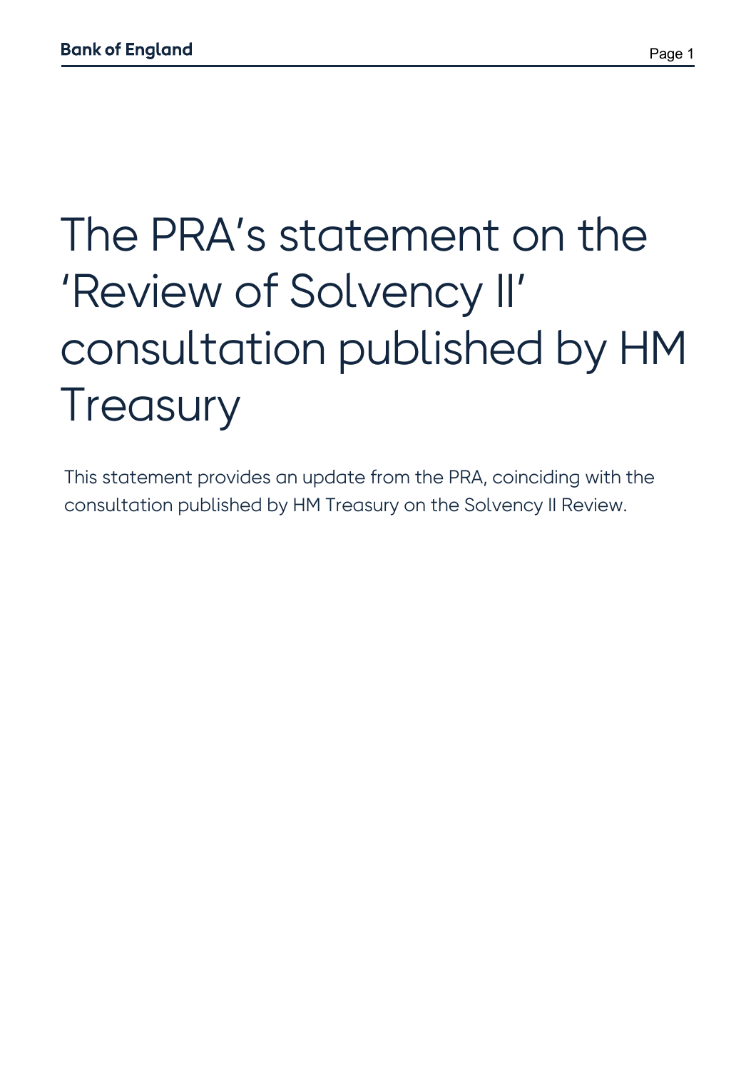# The PRA's statement on the 'Review of Solvency II' consultation published by HM Treasury

This statement provides an update from the PRA, coinciding with the consultation published by HM Treasury on the Solvency II Review.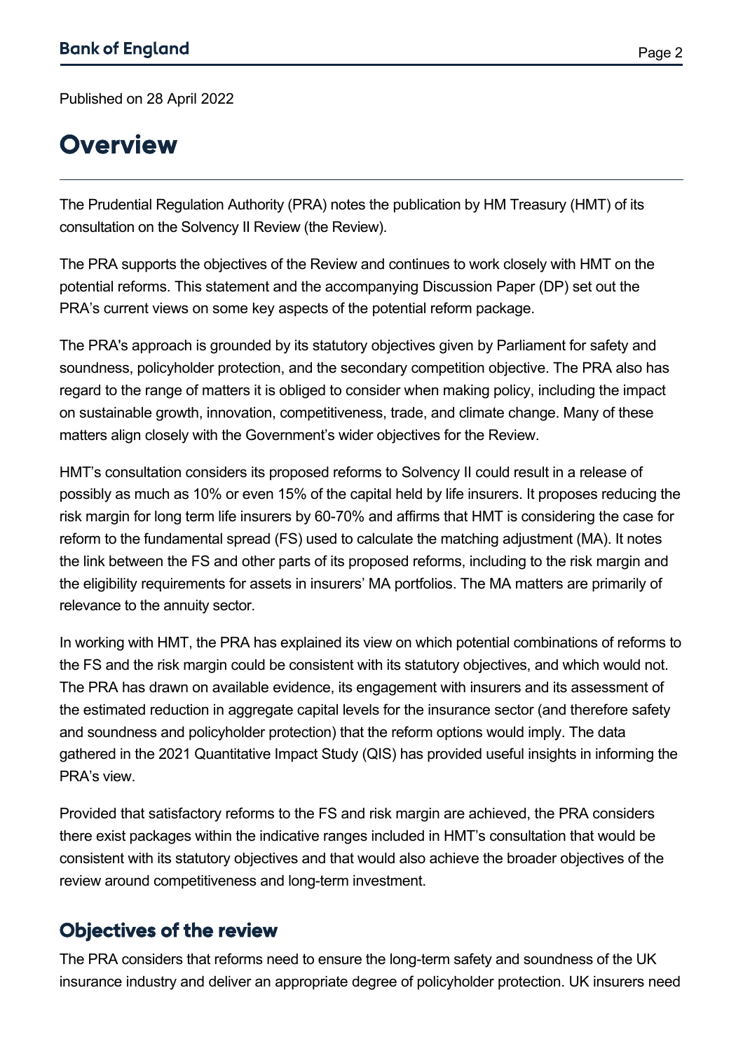Published on 28 April 2022

# Overview

The Prudential Regulation Authority (PRA) notes the publication by HM Treasury (HMT) of its consultation on the Solvency II Review (the Review).

The PRA supports the objectives of the Review and continues to work closely with HMT on the potential reforms. This statement and the accompanying Discussion Paper (DP) set out the PRA's current views on some key aspects of the potential reform package.

The PRA's approach is grounded by its statutory objectives given by Parliament for safety and soundness, policyholder protection, and the secondary competition objective. The PRA also has regard to the range of matters it is obliged to consider when making policy, including the impact on sustainable growth, innovation, competitiveness, trade, and climate change. Many of these matters align closely with the Government's wider objectives for the Review.

HMT's consultation considers its proposed reforms to Solvency II could result in a release of possibly as much as 10% or even 15% of the capital held by life insurers. It proposes reducing the risk margin for long term life insurers by 60-70% and affirms that HMT is considering the case for reform to the fundamental spread (FS) used to calculate the matching adjustment (MA). It notes the link between the FS and other parts of its proposed reforms, including to the risk margin and the eligibility requirements for assets in insurers' MA portfolios. The MA matters are primarily of relevance to the annuity sector.

In working with HMT, the PRA has explained its view on which potential combinations of reforms to the FS and the risk margin could be consistent with its statutory objectives, and which would not. The PRA has drawn on available evidence, its engagement with insurers and its assessment of the estimated reduction in aggregate capital levels for the insurance sector (and therefore safety and soundness and policyholder protection) that the reform options would imply. The data gathered in the 2021 Quantitative Impact Study (QIS) has provided useful insights in informing the PRA's view.

Provided that satisfactory reforms to the FS and risk margin are achieved, the PRA considers there exist packages within the indicative ranges included in HMT's consultation that would be consistent with its statutory objectives and that would also achieve the broader objectives of the review around competitiveness and long-term investment.

## Objectives of the review

The PRA considers that reforms need to ensure the long-term safety and soundness of the UK insurance industry and deliver an appropriate degree of policyholder protection. UK insurers need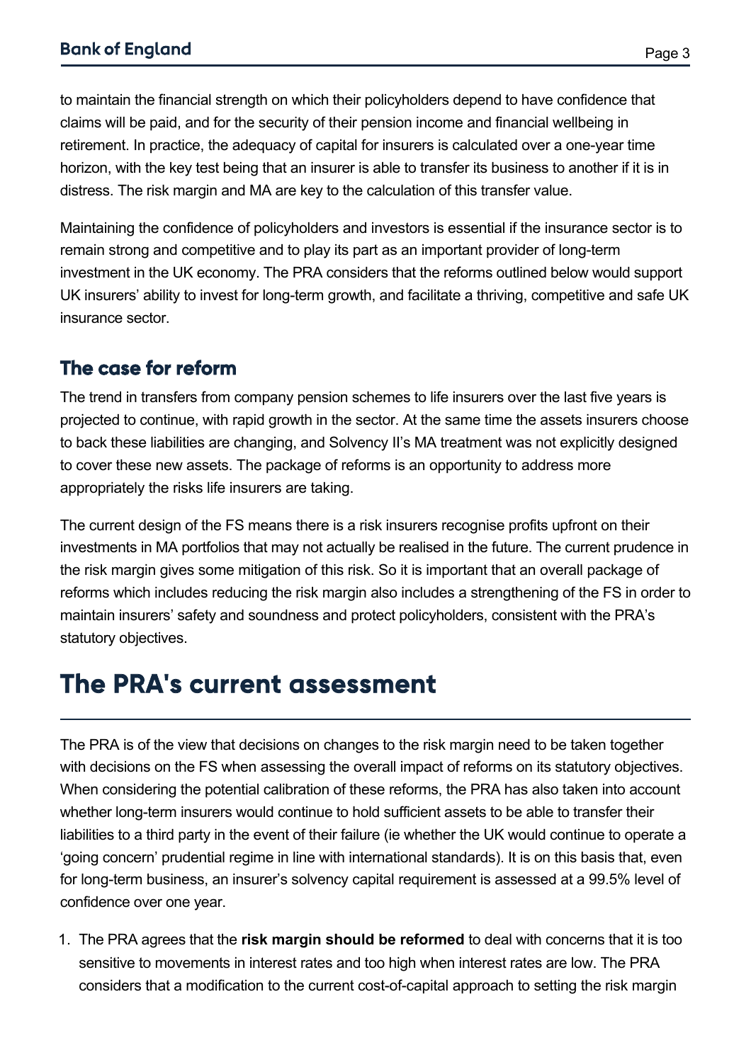to maintain the financial strength on which their policyholders depend to have confidence that claims will be paid, and for the security of their pension income and financial wellbeing in retirement. In practice, the adequacy of capital for insurers is calculated over a one-year time horizon, with the key test being that an insurer is able to transfer its business to another if it is in distress. The risk margin and MA are key to the calculation of this transfer value.

Maintaining the confidence of policyholders and investors is essential if the insurance sector is to remain strong and competitive and to play its part as an important provider of long-term investment in the UK economy. The PRA considers that the reforms outlined below would support UK insurers' ability to invest for long-term growth, and facilitate a thriving, competitive and safe UK insurance sector.

## The case for reform

The trend in transfers from company pension schemes to life insurers over the last five years is projected to continue, with rapid growth in the sector. At the same time the assets insurers choose to back these liabilities are changing, and Solvency II's MA treatment was not explicitly designed to cover these new assets. The package of reforms is an opportunity to address more appropriately the risks life insurers are taking.

The current design of the FS means there is a risk insurers recognise profits upfront on their investments in MA portfolios that may not actually be realised in the future. The current prudence in the risk margin gives some mitigation of this risk. So it is important that an overall package of reforms which includes reducing the risk margin also includes a strengthening of the FS in order to maintain insurers' safety and soundness and protect policyholders, consistent with the PRA's statutory objectives.

# The PRA's current assessment

The PRA is of the view that decisions on changes to the risk margin need to be taken together with decisions on the FS when assessing the overall impact of reforms on its statutory objectives. When considering the potential calibration of these reforms, the PRA has also taken into account whether long-term insurers would continue to hold sufficient assets to be able to transfer their liabilities to a third party in the event of their failure (ie whether the UK would continue to operate a 'going concern' prudential regime in line with international standards). It is on this basis that, even for long-term business, an insurer's solvency capital requirement is assessed at a 99.5% level of confidence over one year.

1. The PRA agrees that the **risk margin should be reformed** to deal with concerns that it is too sensitive to movements in interest rates and too high when interest rates are low. The PRA considers that a modification to the current cost-of-capital approach to setting the risk margin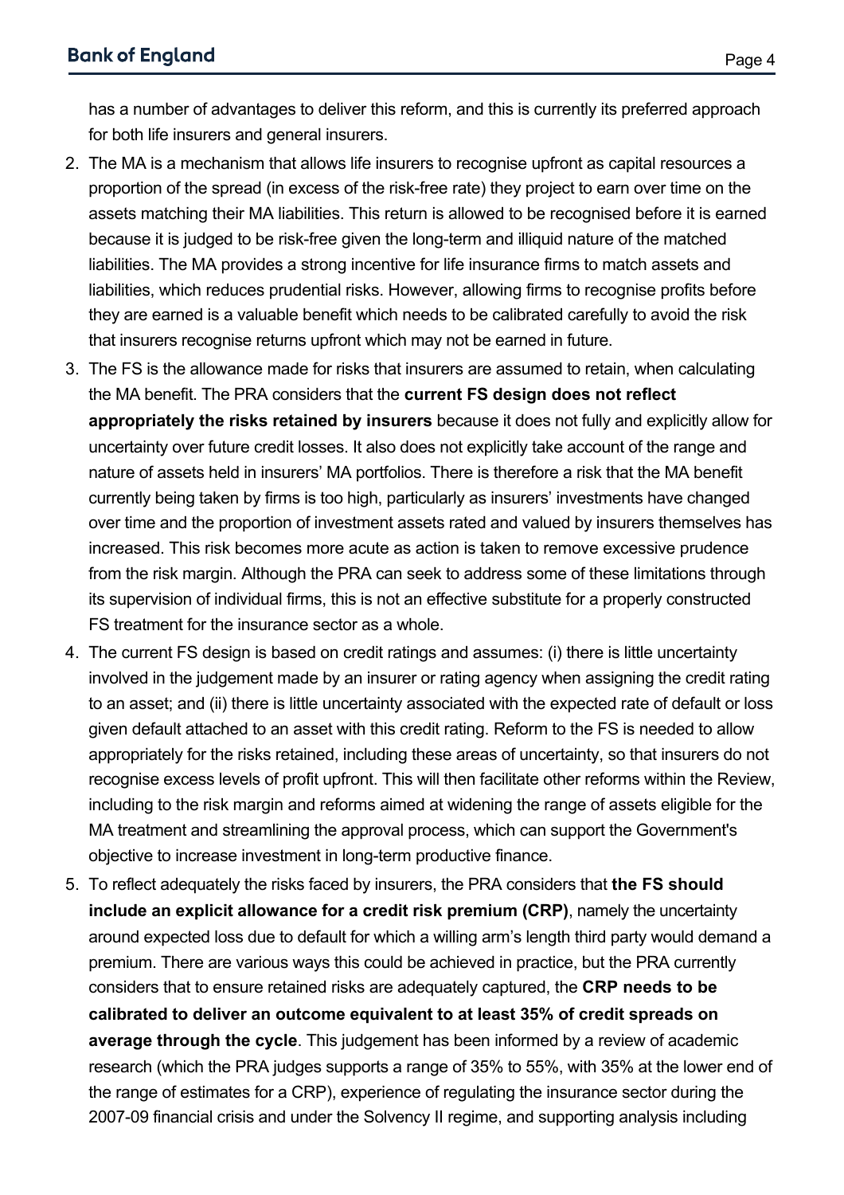has a number of advantages to deliver this reform, and this is currently its preferred approach for both life insurers and general insurers.

2. The MA is a mechanism that allows life insurers to recognise upfront as capital resources a proportion of the spread (in excess of the risk-free rate) they project to earn over time on the assets matching their MA liabilities. This return is allowed to be recognised before it is earned because it is judged to be risk-free given the long-term and illiquid nature of the matched liabilities. The MA provides a strong incentive for life insurance firms to match assets and liabilities, which reduces prudential risks. However, allowing firms to recognise profits before they are earned is a valuable benefit which needs to be calibrated carefully to avoid the risk that insurers recognise returns upfront which may not be earned in future.
3. The FS is the allowance made for risks that insurers are assumed to retain, when calculating the MA benefit. The PRA considers that the **current FS design does not reflect appropriately the risks retained by insurers** because it does not fully and explicitly allow for uncertainty over future credit losses. It also does not explicitly take account of the range and nature of assets held in insurers' MA portfolios. There is therefore a risk that the MA benefit currently being taken by firms is too high, particularly as insurers' investments have changed over time and the proportion of investment assets rated and valued by insurers themselves has increased. This risk becomes more acute as action is taken to remove excessive prudence from the risk margin. Although the PRA can seek to address some of these limitations through its supervision of individual firms, this is not an effective substitute for a properly constructed FS treatment for the insurance sector as a whole.
4. The current FS design is based on credit ratings and assumes: (i) there is little uncertainty involved in the judgement made by an insurer or rating agency when assigning the credit rating to an asset; and (ii) there is little uncertainty associated with the expected rate of default or loss given default attached to an asset with this credit rating. Reform to the FS is needed to allow appropriately for the risks retained, including these areas of uncertainty, so that insurers do not recognise excess levels of profit upfront. This will then facilitate other reforms within the Review, including to the risk margin and reforms aimed at widening the range of assets eligible for the MA treatment and streamlining the approval process, which can support the Government's objective to increase investment in long-term productive finance.
5. To reflect adequately the risks faced by insurers, the PRA considers that **the FS should include an explicit allowance for a credit risk premium (CRP)**, namely the uncertainty around expected loss due to default for which a willing arm's length third party would demand a premium. There are various ways this could be achieved in practice, but the PRA currently considers that to ensure retained risks are adequately captured, the **CRP needs to be calibrated to deliver an outcome equivalent to at least 35% of credit spreads on average through the cycle**. This judgement has been informed by a review of academic research (which the PRA judges supports a range of 35% to 55%, with 35% at the lower end of the range of estimates for a CRP), experience of regulating the insurance sector during the 2007-09 financial crisis and under the Solvency II regime, and supporting analysis including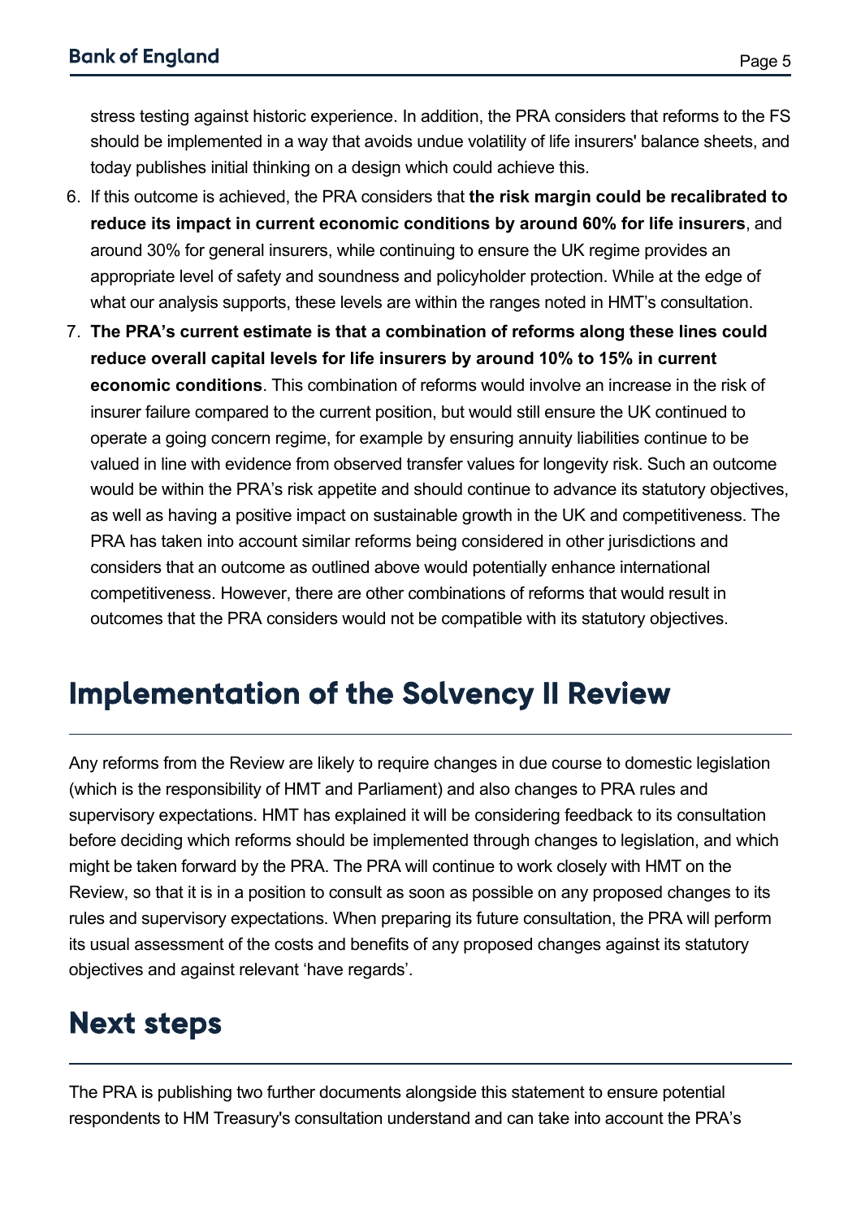stress testing against historic experience. In addition, the PRA considers that reforms to the FS should be implemented in a way that avoids undue volatility of life insurers' balance sheets, and today publishes initial thinking on a design which could achieve this.

6. If this outcome is achieved, the PRA considers that **the risk margin could be recalibrated to reduce its impact in current economic conditions by around 60% for life insurers**, and around 30% for general insurers, while continuing to ensure the UK regime provides an appropriate level of safety and soundness and policyholder protection. While at the edge of what our analysis supports, these levels are within the ranges noted in HMT's consultation.
7. **The PRA's current estimate is that a combination of reforms along these lines could reduce overall capital levels for life insurers by around 10% to 15% in current economic conditions**. This combination of reforms would involve an increase in the risk of insurer failure compared to the current position, but would still ensure the UK continued to operate a going concern regime, for example by ensuring annuity liabilities continue to be valued in line with evidence from observed transfer values for longevity risk. Such an outcome would be within the PRA's risk appetite and should continue to advance its statutory objectives, as well as having a positive impact on sustainable growth in the UK and competitiveness. The PRA has taken into account similar reforms being considered in other jurisdictions and considers that an outcome as outlined above would potentially enhance international competitiveness. However, there are other combinations of reforms that would result in outcomes that the PRA considers would not be compatible with its statutory objectives.

## Implementation of the Solvency II Review

Any reforms from the Review are likely to require changes in due course to domestic legislation (which is the responsibility of HMT and Parliament) and also changes to PRA rules and supervisory expectations. HMT has explained it will be considering feedback to its consultation before deciding which reforms should be implemented through changes to legislation, and which might be taken forward by the PRA. The PRA will continue to work closely with HMT on the Review, so that it is in a position to consult as soon as possible on any proposed changes to its rules and supervisory expectations. When preparing its future consultation, the PRA will perform its usual assessment of the costs and benefits of any proposed changes against its statutory objectives and against relevant 'have regards'.

## Next steps

The PRA is publishing two further documents alongside this statement to ensure potential respondents to HM Treasury's consultation understand and can take into account the PRA's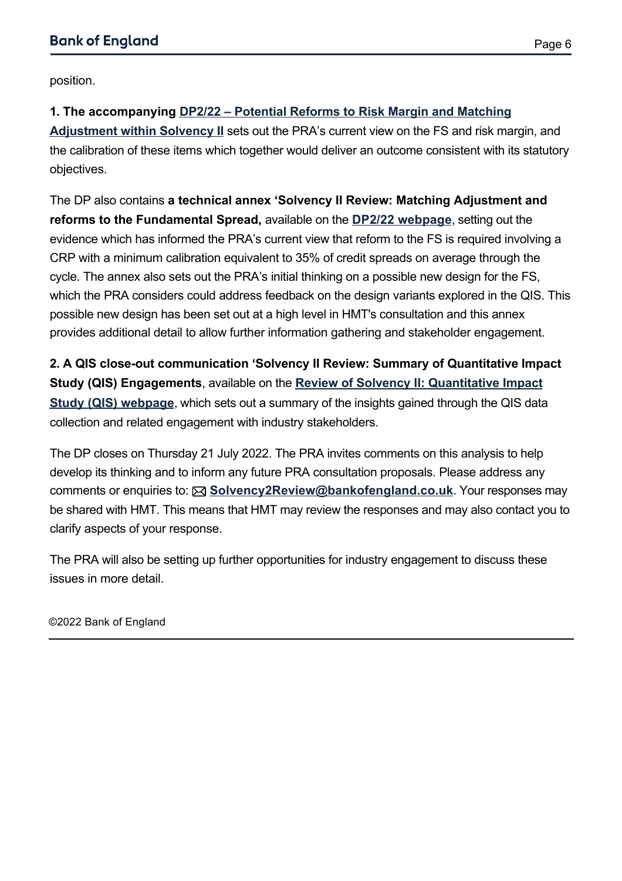position.

**1. The accompanying DP2/22 – Potential Reforms to Risk Margin and Matching Adjustment within Solvency II** sets out the PRA's current view on the FS and risk margin, and the calibration of these items which together would deliver an outcome consistent with its statutory objectives.

The DP also contains **a technical annex 'Solvency II Review: Matching Adjustment and reforms to the Fundamental Spread,** available on the **DP2/22 webpage**, setting out the evidence which has informed the PRA's current view that reform to the FS is required involving a CRP with a minimum calibration equivalent to 35% of credit spreads on average through the cycle. The annex also sets out the PRA's initial thinking on a possible new design for the FS, which the PRA considers could address feedback on the design variants explored in the QIS. This possible new design has been set out at a high level in HMT's consultation and this annex provides additional detail to allow further information gathering and stakeholder engagement.

**2. A QIS close-out communication 'Solvency II Review: Summary of Quantitative Impact Study (QIS) Engagements**, available on the **Review of Solvency II: Quantitative Impact Study (QIS) webpage**, which sets out a summary of the insights gained through the QIS data collection and related engagement with industry stakeholders.

The DP closes on Thursday 21 July 2022. The PRA invites comments on this analysis to help develop its thinking and to inform any future PRA consultation proposals. Please address any comments or enquiries to: **Solvency2Review@bankofengland.co.uk**. Your responses may be shared with HMT. This means that HMT may review the responses and may also contact you to clarify aspects of your response.

The PRA will also be setting up further opportunities for industry engagement to discuss these issues in more detail.

©2022 Bank of England